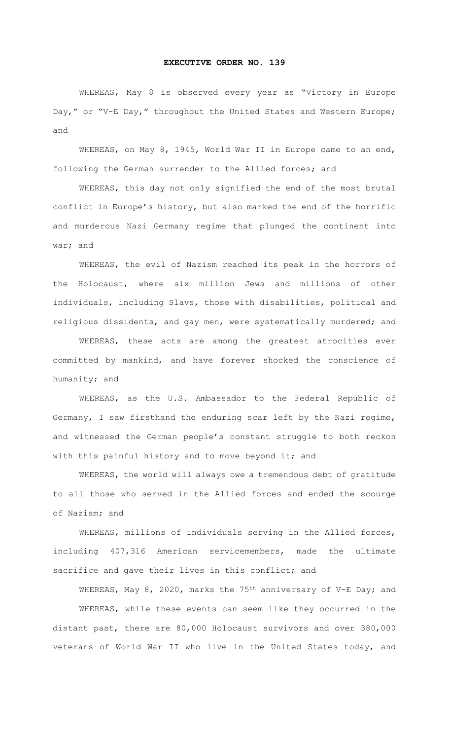# EXECUTIVE ORDER NO. 139

WHEREAS, May 8 is observed every year as "Victory in Europe Day," or "V-E Day," throughout the United States and Western Europe; and

WHEREAS, on May 8, 1945, World War II in Europe came to an end, following the German surrender to the Allied forces; and

WHEREAS, this day not only signified the end of the most brutal conflict in Europe's history, but also marked the end of the horrific and murderous Nazi Germany regime that plunged the continent into war; and

WHEREAS, the evil of Nazism reached its peak in the horrors of the Holocaust, where six million Jews and millions of other individuals, including Slavs, those with disabilities, political and religious dissidents, and gay men, were systematically murdered; and

WHEREAS, these acts are among the greatest atrocities ever committed by mankind, and have forever shocked the conscience of humanity; and

WHEREAS, as the U.S. Ambassador to the Federal Republic of Germany, I saw firsthand the enduring scar left by the Nazi regime, and witnessed the German people's constant struggle to both reckon with this painful history and to move beyond it; and

WHEREAS, the world will always owe a tremendous debt of gratitude to all those who served in the Allied forces and ended the scourge of Nazism; and

WHEREAS, millions of individuals serving in the Allied forces, including 407,316 American servicemembers, made the ultimate sacrifice and gave their lives in this conflict; and

WHEREAS, May 8, 2020, marks the 75th anniversary of V-E Day; and

WHEREAS, while these events can seem like they occurred in the distant past, there are 80,000 Holocaust survivors and over 380,000 veterans of World War II who live in the United States today, and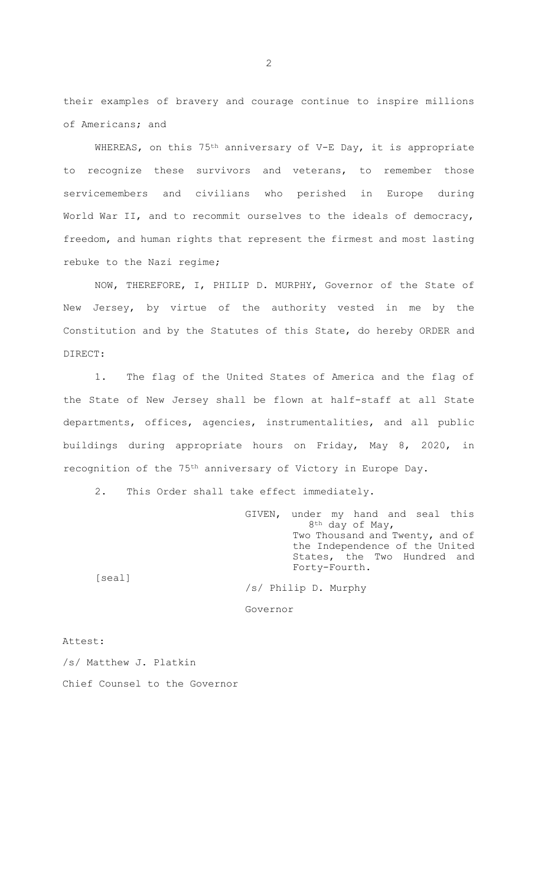their examples of bravery and courage continue to inspire millions of Americans; and

WHEREAS, on this 75th anniversary of V-E Day, it is appropriate to recognize these survivors and veterans, to remember those servicemembers and civilians who perished in Europe during World War II, and to recommit ourselves to the ideals of democracy, freedom, and human rights that represent the firmest and most lasting rebuke to the Nazi regime;

NOW, THEREFORE, I, PHILIP D. MURPHY, Governor of the State of New Jersey, by virtue of the authority vested in me by the Constitution and by the Statutes of this State, do hereby ORDER and DIRECT:

1. The flag of the United States of America and the flag of the State of New Jersey shall be flown at half-staff at all State departments, offices, agencies, instrumentalities, and all public buildings during appropriate hours on Friday, May 8, 2020, in recognition of the 75th anniversary of Victory in Europe Day.

2. This Order shall take effect immediately.

GIVEN, under my hand and seal this 8th day of May, Two Thousand and Twenty, and of the Independence of the United States, the Two Hundred and Forty-Fourth.

[seal]

/s/ Philip D. Murphy

Governor

Attest:

/s/ Matthew J. Platkin

Chief Counsel to the Governor